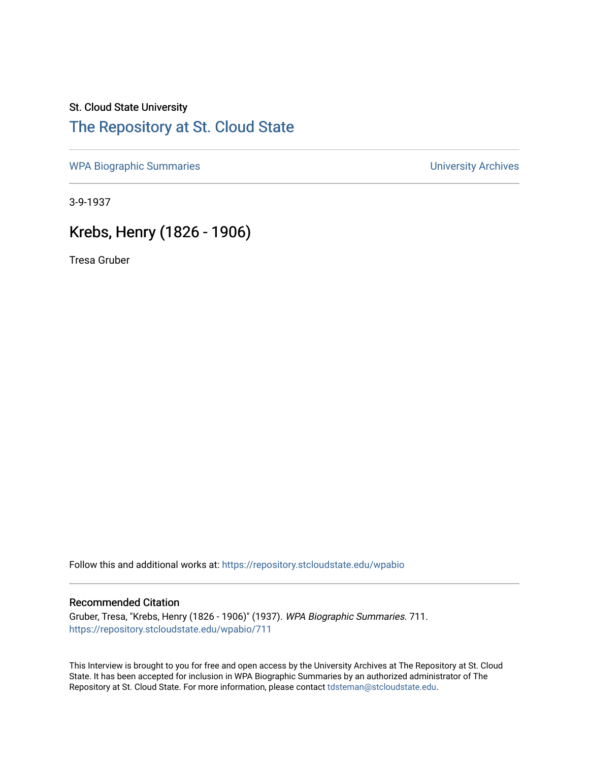St. Cloud State University

## The Repository at St. Cloud State

WPA Biographic Summaries

University Archives

3-9-1937

# Krebs, Henry (1826 - 1906)

Tresa Gruber

Follow this and additional works at: https://repository.stcloudstate.edu/wpabio

### Recommended Citation

Gruber, Tresa, "Krebs, Henry (1826 - 1906)" (1937). *WPA Biographic Summaries*. 711.
https://repository.stcloudstate.edu/wpabio/711

This Interview is brought to you for free and open access by the University Archives at The Repository at St. Cloud State. It has been accepted for inclusion in WPA Biographic Summaries by an authorized administrator of The Repository at St. Cloud State. For more information, please contact tdsteman@stcloudstate.edu.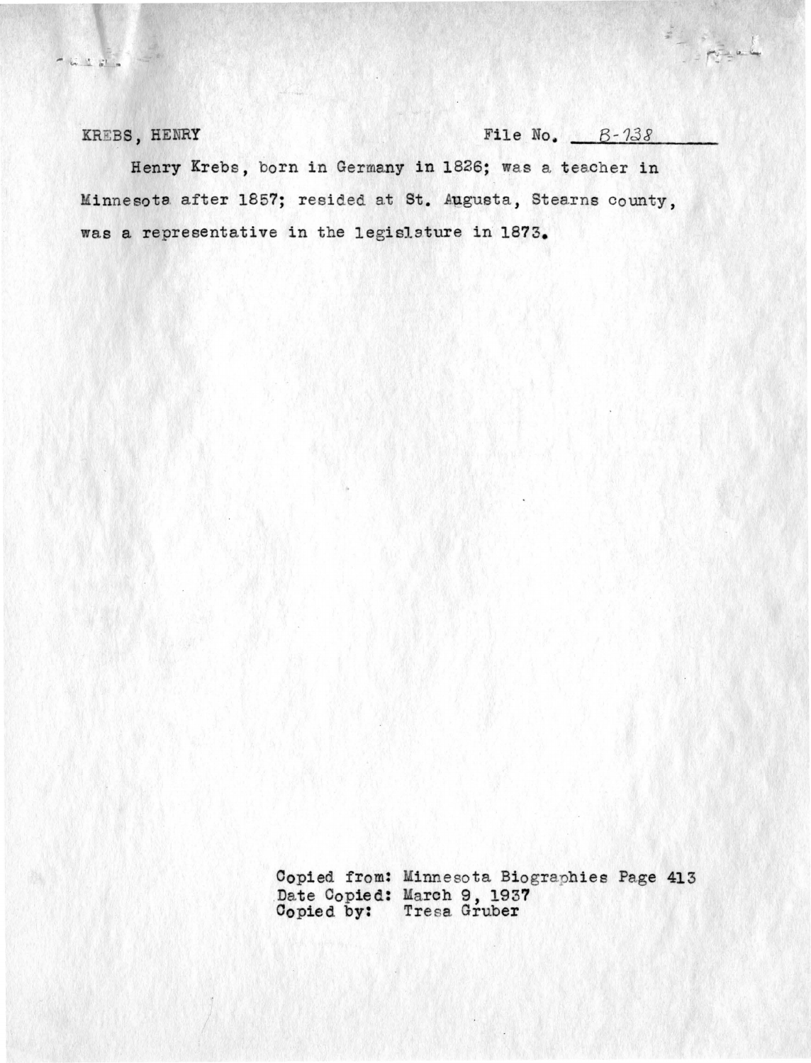KREBS, HENRY File No. B-738

Henry Krebs, born in Germany in 1826; was a teacher in Minnesota after 1857; resided at St. Augusta, Stearns county, was a representative in the legislature in 1873.

Copied from: Minnesota Biographies Page 413
Date Copied: March 9, 1937
Copied by: Tresa Gruber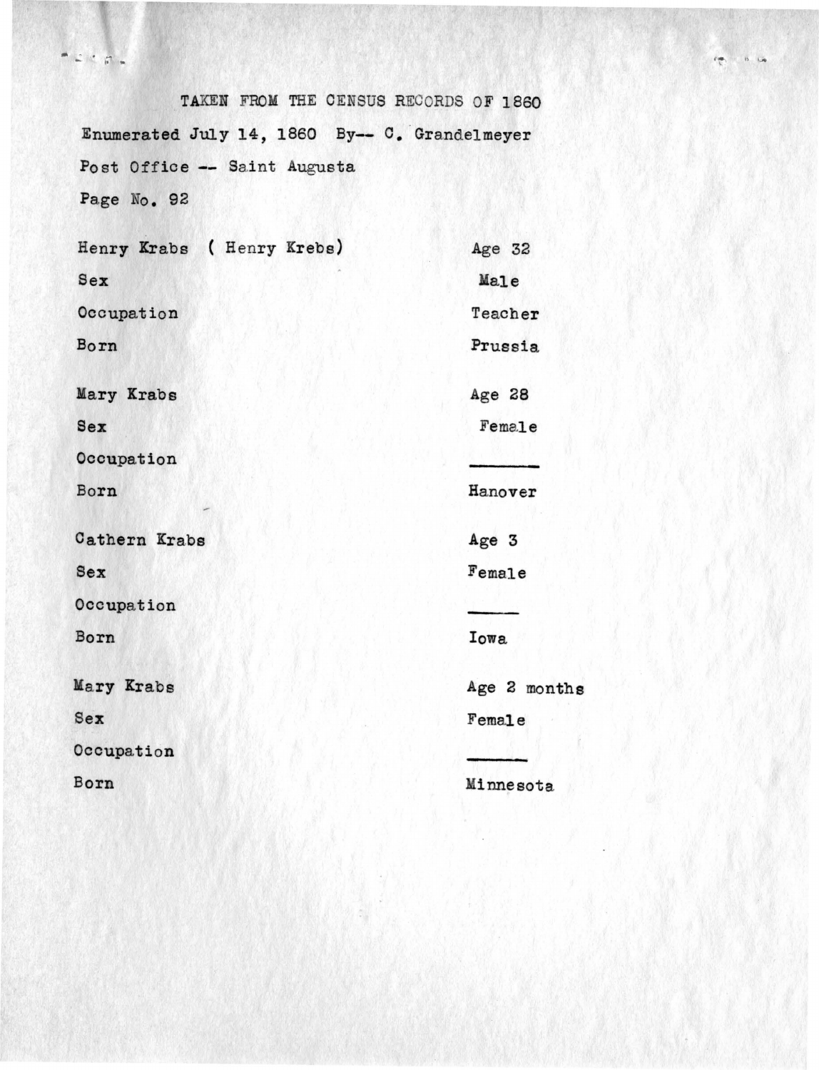TAKEN FROM THE CENSUS RECORDS OF 1860

Enumerated July 14, 1860 By-- C. Grandelmeyer

Post Office -- Saint Augusta

Page No. 92

| | |
|---|---|
| Henry Krabs ( Henry Krebs) | Age 32 |
| Sex | Male |
| Occupation | Teacher |
| Born | Prussia |
| Mary Krabs | Age 28 |
| Sex | Female |
| Occupation | ——— |
| Born | Hanover |
| Cathern Krabs | Age 3 |
| Sex | Female |
| Occupation | ——— |
| Born | Iowa |
| Mary Krabs | Age 2 months |
| Sex | Female |
| Occupation | ——— |
| Born | Minnesota |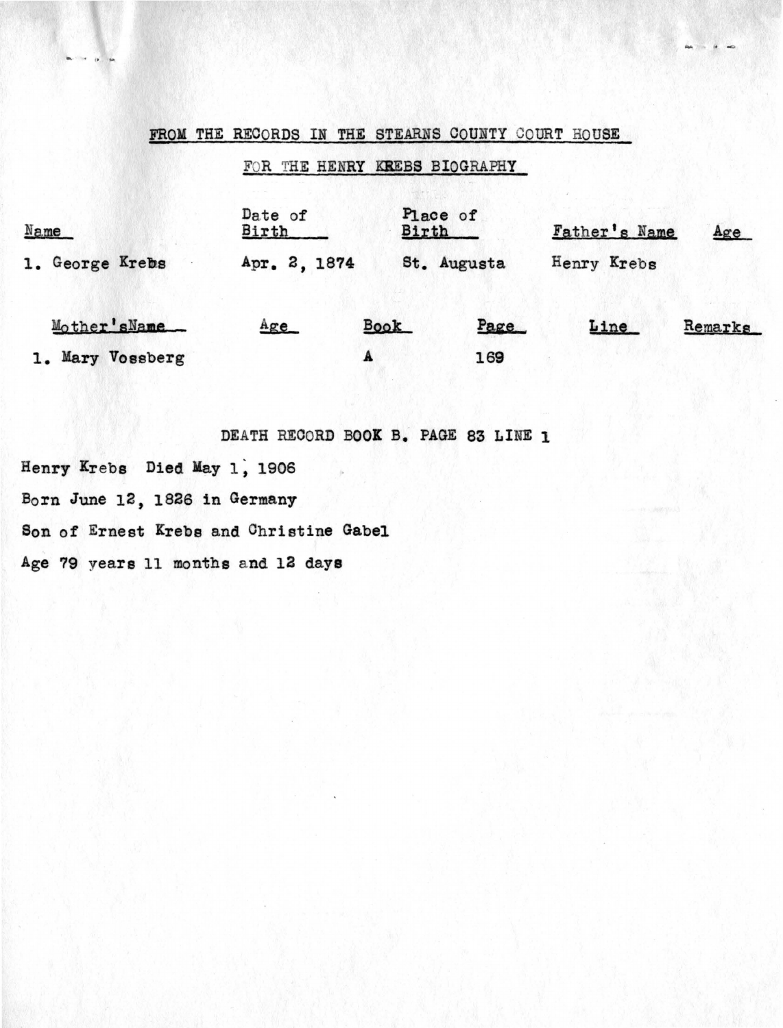FROM THE RECORDS IN THE STEARNS COUNTY COURT HOUSE

FOR THE HENRY KREBS BIOGRAPHY

| Name | Date of Birth | Place of Birth | Father's Name | Age |
|---|---|---|---|---|
| 1. George Krebs | Apr. 2, 1874 | St. Augusta | Henry Krebs | |

| Mother's Name | Age | Book | Page | Line | Remarks |
|---|---|---|---|---|---|
| 1. Mary Vossberg | | A | 169 | | |

DEATH RECORD BOOK B. PAGE 83 LINE 1

Henry Krebs Died May 1, 1906

Born June 12, 1826 in Germany

Son of Ernest Krebs and Christine Gabel

Age 79 years 11 months and 12 days